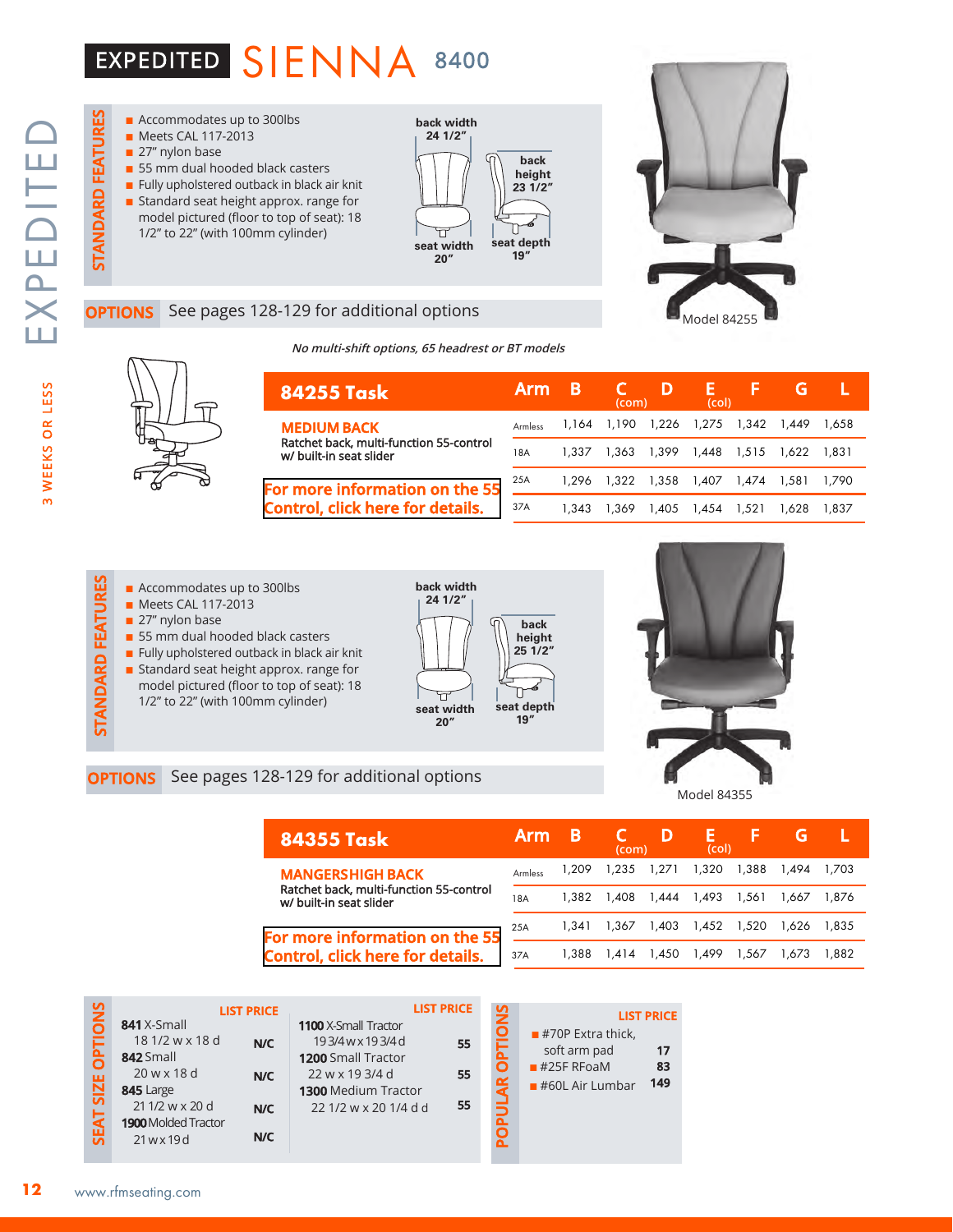# EXPEDITED SIENNA 8400

EXPEDITED — 3 WEEKS OR LESS

## STANDARD FEATURES

- Accommodates up to 300lbs
- Meets CAL 117-2013
- 27" nylon base
- 55 mm dual hooded black casters
- Fully upholstered outback in black air knit
- Standard seat height approx. range for model pictured (floor to top of seat): 18 1/2" to 22" (with 100mm cylinder)

back width 24 1/2" · back height 23 1/2" · seat width 20" · seat depth 19"

**OPTIONS** See pages 128-129 for additional options

Model 84255

*No multi-shift options, 65 headrest or BT models*

| 84255 Task | Arm | B | C (com) | D | E (col) | F | G | L |
|---|---|---|---|---|---|---|---|---|
| **MEDIUM BACK** Ratchet back, multi-function 55-control w/ built-in seat slider | Armless | 1,164 | 1,190 | 1,226 | 1,275 | 1,342 | 1,449 | 1,658 |
| | 18A | 1,337 | 1,363 | 1,399 | 1,448 | 1,515 | 1,622 | 1,831 |
| For more information on the 55 Control, click here for details. | 25A | 1,296 | 1,322 | 1,358 | 1,407 | 1,474 | 1,581 | 1,790 |
| | 37A | 1,343 | 1,369 | 1,405 | 1,454 | 1,521 | 1,628 | 1,837 |

## STANDARD FEATURES

- Accommodates up to 300lbs
- Meets CAL 117-2013
- 27" nylon base
- 55 mm dual hooded black casters
- Fully upholstered outback in black air knit
- Standard seat height approx. range for model pictured (floor to top of seat): 18 1/2" to 22" (with 100mm cylinder)

back width 24 1/2" · back height 25 1/2" · seat width 20" · seat depth 19"

**OPTIONS** See pages 128-129 for additional options

Model 84355

| 84355 Task | Arm | B | C (com) | D | E (col) | F | G | L |
|---|---|---|---|---|---|---|---|---|
| **MANGERSHIP BACK** Ratchet back, multi-function 55-control w/ built-in seat slider | Armless | 1,209 | 1,235 | 1,271 | 1,320 | 1,388 | 1,494 | 1,703 |
| | 18A | 1,382 | 1,408 | 1,444 | 1,493 | 1,561 | 1,667 | 1,876 |
| For more information on the 55 Control, click here for details. | 25A | 1,341 | 1,367 | 1,403 | 1,452 | 1,520 | 1,626 | 1,835 |
| | 37A | 1,388 | 1,414 | 1,450 | 1,499 | 1,567 | 1,673 | 1,882 |

## SEAT SIZE OPTIONS

| | LIST PRICE |
|---|---|
| **841** X-Small 18 1/2 w x 18 d | N/C |
| **842** Small 20 w x 18 d | N/C |
| **845** Large 21 1/2 w x 20 d | N/C |
| **1900** Molded Tractor 21 w x 19 d | N/C |
| **1100** X-Small Tractor 19 3/4 w x 19 3/4 d | 55 |
| **1200** Small Tractor 22 w x 19 3/4 d | 55 |
| **1300** Medium Tractor 22 1/2 w x 20 1/4 d d | 55 |

## POPULAR OPTIONS

| | LIST PRICE |
|---|---|
| #70P Extra thick, soft arm pad | 17 |
| #25F RFoaM | 83 |
| #60L Air Lumbar | 149 |

www.rfmseating.com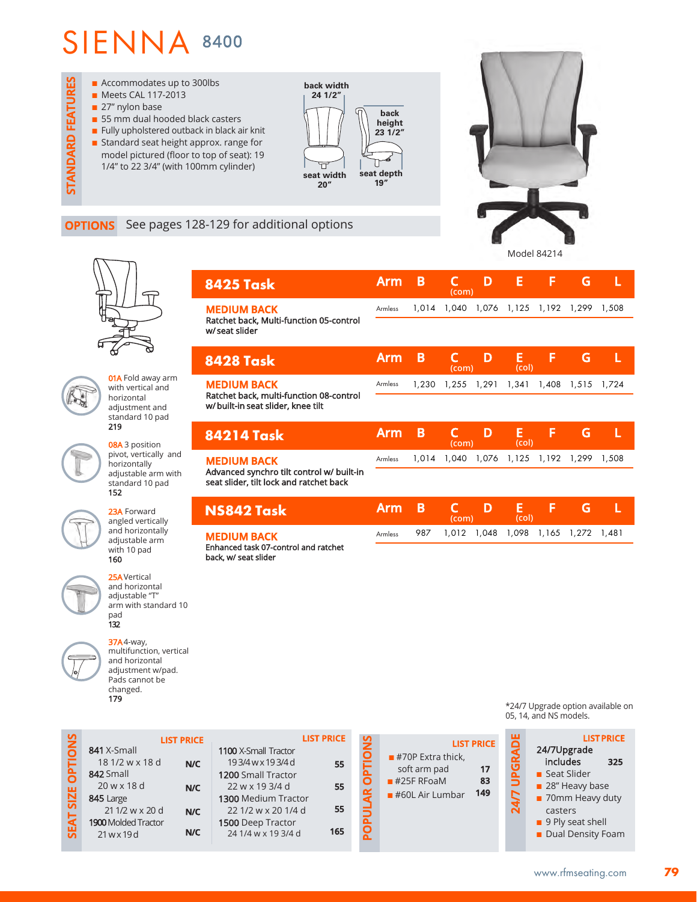# SIENNA 8400

## STANDARD FEATURES

- Accommodates up to 300lbs
- Meets CAL 117-2013
- 27" nylon base
- 55 mm dual hooded black casters
- Fully upholstered outback in black air knit
- Standard seat height approx. range for model pictured (floor to top of seat): 19 1/4" to 22 3/4" (with 100mm cylinder)

back width 24 1/2"
back height 23 1/2"
seat width 20"
seat depth 19"

Model 84214

## OPTIONS

See pages 128-129 for additional options

**01A** Fold away arm with vertical and horizontal adjustment and standard 10 pad
**219**

**08A** 3 position pivot, vertically and horizontally adjustable arm with standard 10 pad
**152**

**23A** Forward angled vertically and horizontally adjustable arm with 10 pad
**160**

**25A** Vertical and horizontal adjustable "T" arm with standard 10 pad
**132**

**37A** 4-way, multifunction, vertical and horizontal adjustment w/pad. Pads cannot be changed.
**179**

### 8425 Task

| | Arm | B | C (com) | D | E | F | G | L |
|---|---|---|---|---|---|---|---|---|
| **MEDIUM BACK** Ratchet back, Multi-function 05-control w/ seat slider | Armless | 1,014 | 1,040 | 1,076 | 1,125 | 1,192 | 1,299 | 1,508 |

### 8428 Task

| | Arm | B | C (com) | D | E (col) | F | G | L |
|---|---|---|---|---|---|---|---|---|
| **MEDIUM BACK** Ratchet back, multi-function 08-control w/ built-in seat slider, knee tilt | Armless | 1,230 | 1,255 | 1,291 | 1,341 | 1,408 | 1,515 | 1,724 |

### 84214 Task

| | Arm | B | C (com) | D | E (col) | F | G | L |
|---|---|---|---|---|---|---|---|---|
| **MEDIUM BACK** Advanced synchro tilt control w/ built-in seat slider, tilt lock and ratchet back | Armless | 1,014 | 1,040 | 1,076 | 1,125 | 1,192 | 1,299 | 1,508 |

### NS842 Task

| | Arm | B | C (com) | D | E (col) | F | G | L |
|---|---|---|---|---|---|---|---|---|
| **MEDIUM BACK** Enhanced task 07-control and ratchet back, w/ seat slider | Armless | 987 | 1,012 | 1,048 | 1,098 | 1,165 | 1,272 | 1,481 |

*24/7 Upgrade option available on 05, 14, and NS models.

## SEAT SIZE OPTIONS

| | LIST PRICE |
|---|---|
| **841** X-Small 18 1/2 w x 18 d | N/C |
| **842** Small 20 w x 18 d | N/C |
| **845** Large 21 1/2 w x 20 d | N/C |
| **1900** Molded Tractor 21 w x 19 d | N/C |
| **1100** X-Small Tractor 19 3/4 w x 19 3/4 d | 55 |
| **1200** Small Tractor 22 w x 19 3/4 d | 55 |
| **1300** Medium Tractor 22 1/2 w x 20 1/4 d | 55 |
| **1500** Deep Tractor 24 1/4 w x 19 3/4 d | 165 |

## POPULAR OPTIONS

| | LIST PRICE |
|---|---|
| #70P Extra thick, soft arm pad | 17 |
| #25F RFoaM | 83 |
| #60L Air Lumbar | 149 |

## 24/7 UPGRADE

| | LIST PRICE |
|---|---|
| **24/7Upgrade includes** | **325** |

- Seat Slider
- 28" Heavy base
- 70mm Heavy duty casters
- 9 Ply seat shell
- Dual Density Foam

www.rfmseating.com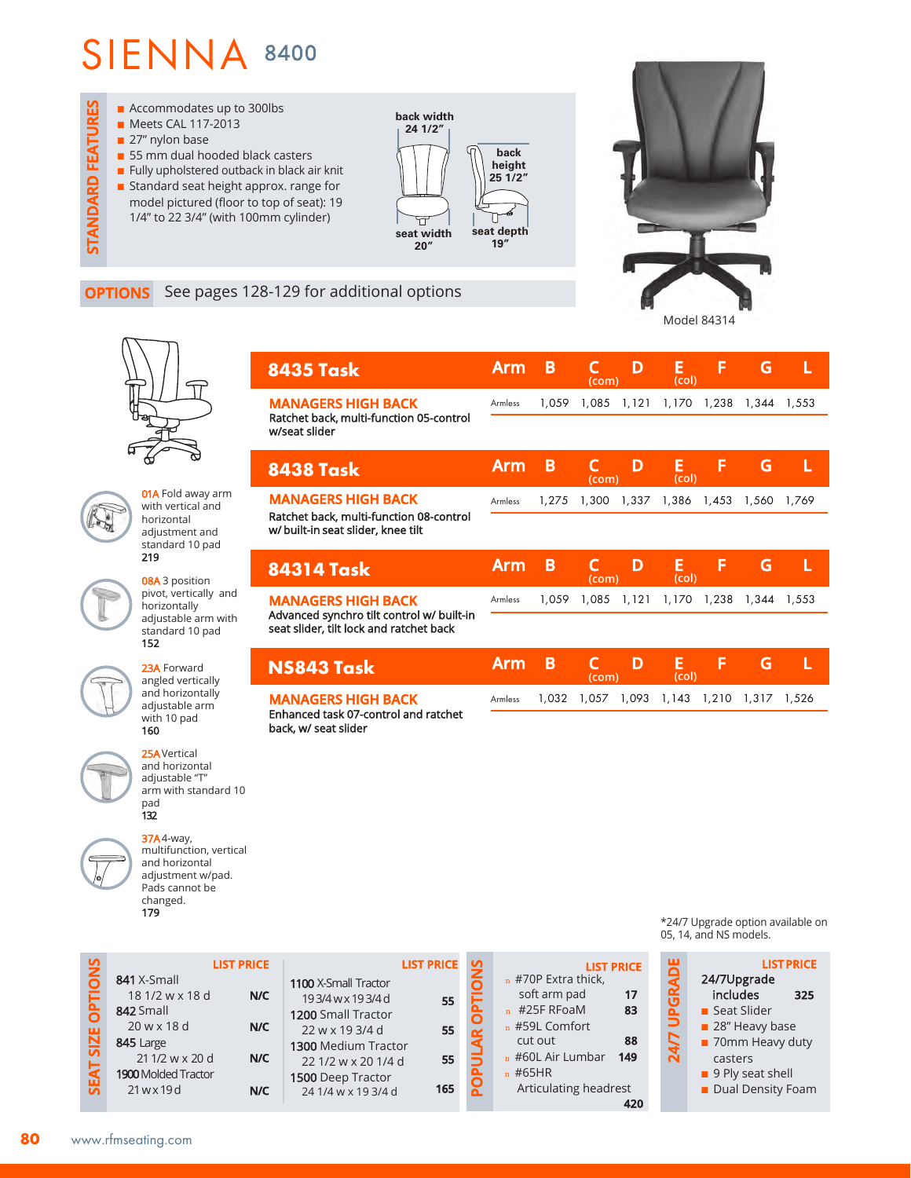# SIENNA 8400

## STANDARD FEATURES

- Accommodates up to 300lbs
- Meets CAL 117-2013
- 27" nylon base
- 55 mm dual hooded black casters
- Fully upholstered outback in black air knit
- Standard seat height approx. range for model pictured (floor to top of seat): 19 1/4" to 22 3/4" (with 100mm cylinder)

back width 24 1/2"
back height 25 1/2"
seat width 20"
seat depth 19"

Model 84314

**OPTIONS** See pages 128-129 for additional options

**01A** Fold away arm with vertical and horizontal adjustment and standard 10 pad
**219**

**08A** 3 position pivot, vertically and horizontally adjustable arm with standard 10 pad
**152**

**23A** Forward angled vertically and horizontally adjustable arm with 10 pad
**160**

**25A** Vertical and horizontal adjustable "T" arm with standard 10 pad
**132**

**37A** 4-way, multifunction, vertical and horizontal adjustment w/pad. Pads cannot be changed.
**179**

| 8435 Task | Arm | B | C (com) | D | E (col) | F | G | L |
|---|---|---|---|---|---|---|---|---|
| **MANAGERS HIGH BACK** Ratchet back, multi-function 05-control w/seat slider | Armless | 1,059 | 1,085 | 1,121 | 1,170 | 1,238 | 1,344 | 1,553 |

| 8438 Task | Arm | B | C (com) | D | E (col) | F | G | L |
|---|---|---|---|---|---|---|---|---|
| **MANAGERS HIGH BACK** Ratchet back, multi-function 08-control w/ built-in seat slider, knee tilt | Armless | 1,275 | 1,300 | 1,337 | 1,386 | 1,453 | 1,560 | 1,769 |

| 84314 Task | Arm | B | C (com) | D | E (col) | F | G | L |
|---|---|---|---|---|---|---|---|---|
| **MANAGERS HIGH BACK** Advanced synchro tilt control w/ built-in seat slider, tilt lock and ratchet back | Armless | 1,059 | 1,085 | 1,121 | 1,170 | 1,238 | 1,344 | 1,553 |

| NS843 Task | Arm | B | C (com) | D | E (col) | F | G | L |
|---|---|---|---|---|---|---|---|---|
| **MANAGERS HIGH BACK** Enhanced task 07-control and ratchet back, w/ seat slider | Armless | 1,032 | 1,057 | 1,093 | 1,143 | 1,210 | 1,317 | 1,526 |

*24/7 Upgrade option available on 05, 14, and NS models.

## SEAT SIZE OPTIONS

| | LIST PRICE |
|---|---|
| **841** X-Small 18 1/2 w x 18 d | N/C |
| **842** Small 20 w x 18 d | N/C |
| **845** Large 21 1/2 w x 20 d | N/C |
| **1900** Molded Tractor 21 w x 19 d | N/C |
| **1100** X-Small Tractor 19 3/4 w x 19 3/4 d | 55 |
| **1200** Small Tractor 22 w x 19 3/4 d | 55 |
| **1300** Medium Tractor 22 1/2 w x 20 1/4 d | 55 |
| **1500** Deep Tractor 24 1/4 w x 19 3/4 d | 165 |

## POPULAR OPTIONS

| | LIST PRICE |
|---|---|
| #70P Extra thick, soft arm pad | 17 |
| #25F RFoaM | 83 |
| #59L Comfort cut out | 88 |
| #60L Air Lumbar | 149 |
| #65HR Articulating headrest | 420 |

## 24/7 UPGRADE

| | LIST PRICE |
|---|---|
| **24/7Upgrade includes** | 325 |

- Seat Slider
- 28" Heavy base
- 70mm Heavy duty casters
- 9 Ply seat shell
- Dual Density Foam

www.rfmseating.com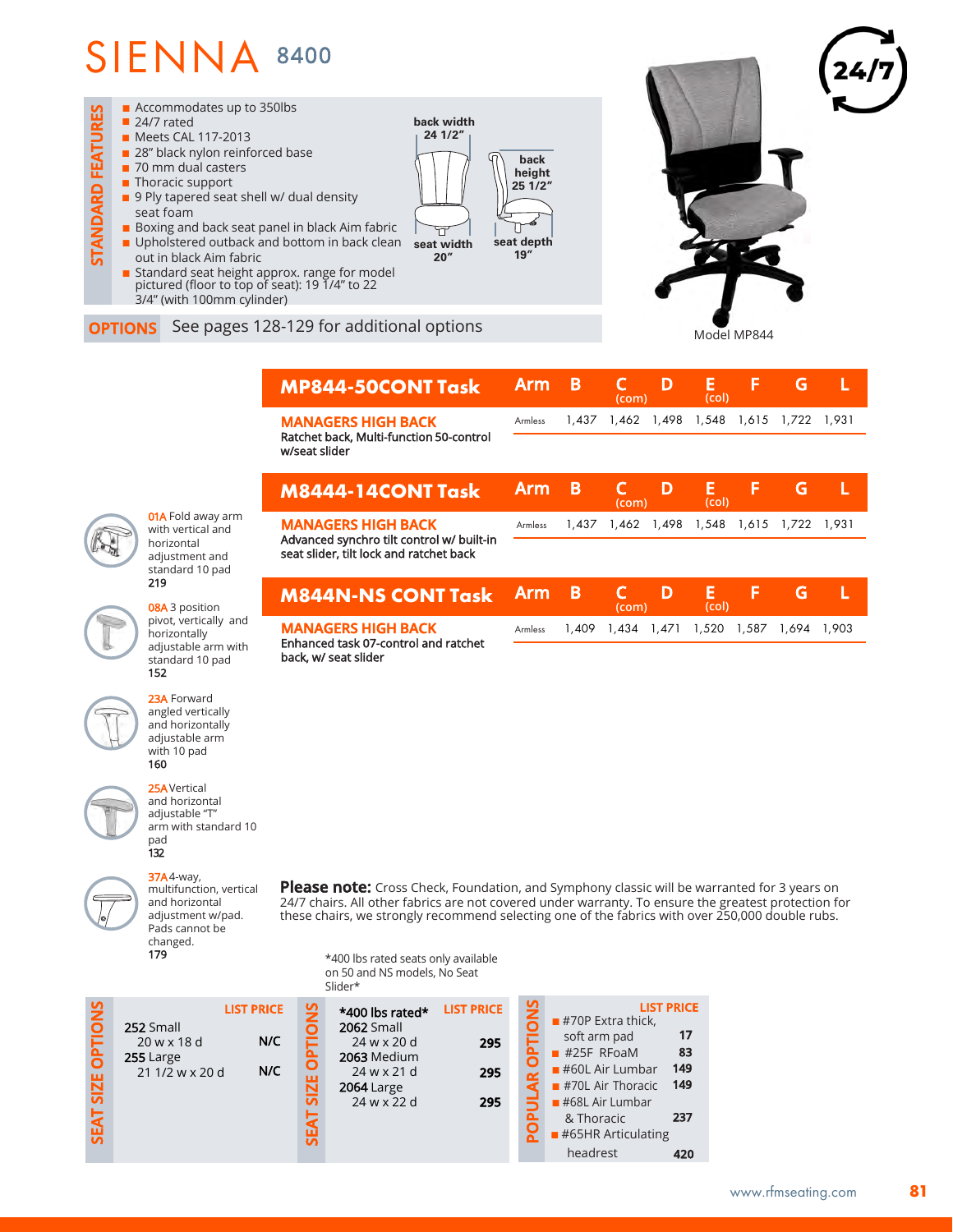# SIENNA 8400

## STANDARD FEATURES

- Accommodates up to 350lbs
- 24/7 rated
- Meets CAL 117-2013
- 28" black nylon reinforced base
- 70 mm dual casters
- Thoracic support
- 9 Ply tapered seat shell w/ dual density seat foam
- Boxing and back seat panel in black Aim fabric
- Upholstered outback and bottom in back clean out in black Aim fabric
- Standard seat height approx. range for model pictured (floor to top of seat): 19 1/4" to 22 3/4" (with 100mm cylinder)

back width 24 1/2"
back height 25 1/2"
seat width 20"
seat depth 19"

24/7

Model MP844

**OPTIONS** See pages 128-129 for additional options

| **MP844-50CONT Task** | Arm | B | C (com) | D | E (col) | F | G | L |
|---|---|---|---|---|---|---|---|---|
| **MANAGERS HIGH BACK** Ratchet back, Multi-function 50-control w/seat slider | Armless | 1,437 | 1,462 | 1,498 | 1,548 | 1,615 | 1,722 | 1,931 |

| **M8444-14CONT Task** | Arm | B | C (com) | D | E (col) | F | G | L |
|---|---|---|---|---|---|---|---|---|
| **MANAGERS HIGH BACK** Advanced synchro tilt control w/ built-in seat slider, tilt lock and ratchet back | Armless | 1,437 | 1,462 | 1,498 | 1,548 | 1,615 | 1,722 | 1,931 |

| **M844N-NS CONT Task** | Arm | B | C (com) | D | E (col) | F | G | L |
|---|---|---|---|---|---|---|---|---|
| **MANAGERS HIGH BACK** Enhanced task 07-control and ratchet back, w/ seat slider | Armless | 1,409 | 1,434 | 1,471 | 1,520 | 1,587 | 1,694 | 1,903 |

**01A** Fold away arm with vertical and horizontal adjustment and standard 10 pad
**219**

**08A** 3 position pivot, vertically and horizontally adjustable arm with standard 10 pad
**152**

**23A** Forward angled vertically and horizontally adjustable arm with 10 pad
**160**

**25A** Vertical and horizontal adjustable "T" arm with standard 10 pad
**132**

**37A** 4-way, multifunction, vertical and horizontal adjustment w/pad. Pads cannot be changed.
**179**

**Please note:** Cross Check, Foundation, and Symphony classic will be warranted for 3 years on 24/7 chairs. All other fabrics are not covered under warranty. To ensure the greatest protection for these chairs, we strongly recommend selecting one of the fabrics with over 250,000 double rubs.

*400 lbs rated seats only available on 50 and NS models, No Seat Slider*

## SEAT SIZE OPTIONS

| | LIST PRICE |
|---|---|
| **252** Small 20 w x 18 d | N/C |
| **255** Large 21 1/2 w x 20 d | N/C |

## SEAT SIZE OPTIONS

| *400 lbs rated* | LIST PRICE |
|---|---|
| **2062** Small 24 w x 20 d | 295 |
| **2063** Medium 24 w x 21 d | 295 |
| **2064** Large 24 w x 22 d | 295 |

## POPULAR OPTIONS

| | LIST PRICE |
|---|---|
| #70P Extra thick, soft arm pad | 17 |
| #25F RFoaM | 83 |
| #60L Air Lumbar | 149 |
| #70L Air Thoracic | 149 |
| #68L Air Lumbar & Thoracic | 237 |
| #65HR Articulating headrest | 420 |

www.rfmseating.com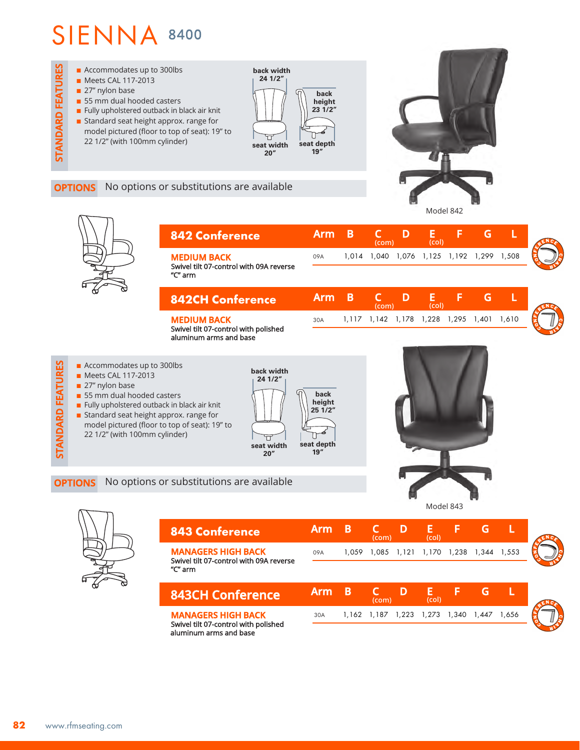# SIENNA 8400

## STANDARD FEATURES

- Accommodates up to 300lbs
- Meets CAL 117-2013
- 27" nylon base
- 55 mm dual hooded casters
- Fully upholstered outback in black air knit
- Standard seat height approx. range for model pictured (floor to top of seat): 19" to 22 1/2" (with 100mm cylinder)

back width 24 1/2"
back height 23 1/2"
seat width 20"
seat depth 19"

**OPTIONS** No options or substitutions are available

Model 842

| 842 Conference | Arm | B | C (com) | D | E (col) | F | G | L |
|---|---|---|---|---|---|---|---|---|
| **MEDIUM BACK** Swivel tilt 07-control with 09A reverse "C" arm | 09A | 1,014 | 1,040 | 1,076 | 1,125 | 1,192 | 1,299 | 1,508 |

| 842CH Conference | Arm | B | C (com) | D | E (col) | F | G | L |
|---|---|---|---|---|---|---|---|---|
| **MEDIUM BACK** Swivel tilt 07-control with polished aluminum arms and base | 30A | 1,117 | 1,142 | 1,178 | 1,228 | 1,295 | 1,401 | 1,610 |

## STANDARD FEATURES

- Accommodates up to 300lbs
- Meets CAL 117-2013
- 27" nylon base
- 55 mm dual hooded casters
- Fully upholstered outback in black air knit
- Standard seat height approx. range for model pictured (floor to top of seat): 19" to 22 1/2" (with 100mm cylinder)

back width 24 1/2"
back height 25 1/2"
seat width 20"
seat depth 19"

**OPTIONS** No options or substitutions are available

Model 843

| 843 Conference | Arm | B | C (com) | D | E (col) | F | G | L |
|---|---|---|---|---|---|---|---|---|
| **MANAGERS HIGH BACK** Swivel tilt 07-control with 09A reverse "C" arm | 09A | 1,059 | 1,085 | 1,121 | 1,170 | 1,238 | 1,344 | 1,553 |

| 843CH Conference | Arm | B | C (com) | D | E (col) | F | G | L |
|---|---|---|---|---|---|---|---|---|
| **MANAGERS HIGH BACK** Swivel tilt 07-control with polished aluminum arms and base | 30A | 1,162 | 1,187 | 1,223 | 1,273 | 1,340 | 1,447 | 1,656 |

www.rfmseating.com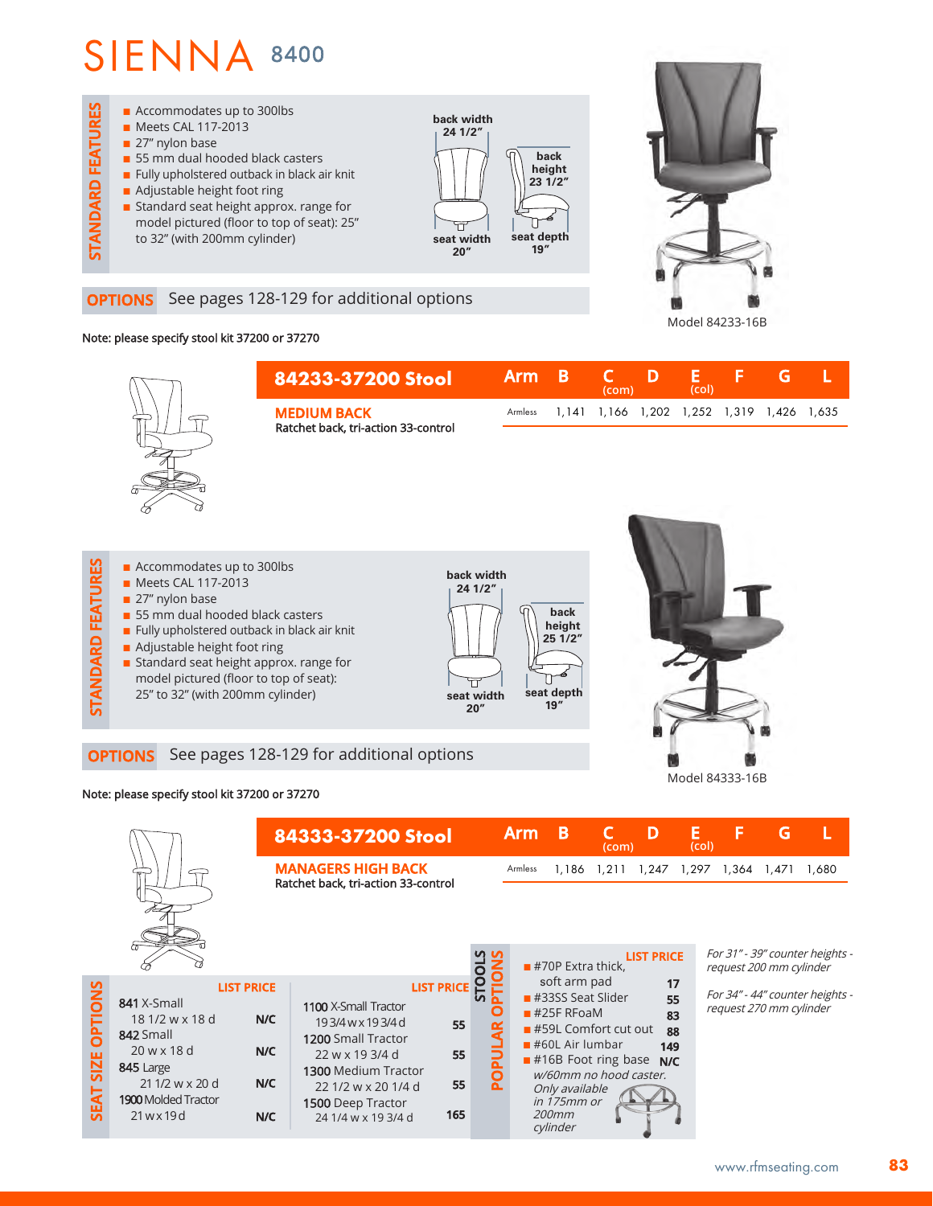# SIENNA 8400

## STANDARD FEATURES

- Accommodates up to 300lbs
- Meets CAL 117-2013
- 27" nylon base
- 55 mm dual hooded black casters
- Fully upholstered outback in black air knit
- Adjustable height foot ring
- Standard seat height approx. range for model pictured (floor to top of seat): 25" to 32" (with 200mm cylinder)

back width 24 1/2"
back height 23 1/2"
seat width 20"
seat depth 19"

**OPTIONS** See pages 128-129 for additional options

Model 84233-16B

Note: please specify stool kit 37200 or 37270

| 84233-37200 Stool | Arm | B | C (com) | D | E (col) | F | G | L |
|---|---|---|---|---|---|---|---|---|
| **MEDIUM BACK** Ratchet back, tri-action 33-control | Armless | 1,141 | 1,166 | 1,202 | 1,252 | 1,319 | 1,426 | 1,635 |

## STANDARD FEATURES

- Accommodates up to 300lbs
- Meets CAL 117-2013
- 27" nylon base
- 55 mm dual hooded black casters
- Fully upholstered outback in black air knit
- Adjustable height foot ring
- Standard seat height approx. range for model pictured (floor to top of seat): 25" to 32" (with 200mm cylinder)

back width 24 1/2"
back height 25 1/2"
seat width 20"
seat depth 19"

**OPTIONS** See pages 128-129 for additional options

Model 84333-16B

Note: please specify stool kit 37200 or 37270

| 84333-37200 Stool | Arm | B | C (com) | D | E (col) | F | G | L |
|---|---|---|---|---|---|---|---|---|
| **MANAGERS HIGH BACK** Ratchet back, tri-action 33-control | Armless | 1,186 | 1,211 | 1,247 | 1,297 | 1,364 | 1,471 | 1,680 |

## SEAT SIZE OPTIONS

| | LIST PRICE |
|---|---|
| **841** X-Small 18 1/2 w x 18 d | N/C |
| **842** Small 20 w x 18 d | N/C |
| **845** Large 21 1/2 w x 20 d | N/C |
| **1900** Molded Tractor 21 w x 19 d | N/C |

| | LIST PRICE |
|---|---|
| **1100** X-Small Tractor 19 3/4 w x 19 3/4 d | 55 |
| **1200** Small Tractor 22 w x 19 3/4 d | 55 |
| **1300** Medium Tractor 22 1/2 w x 20 1/4 d | 55 |
| **1500** Deep Tractor 24 1/4 w x 19 3/4 d | 165 |

## STOOLS POPULAR OPTIONS

| | LIST PRICE |
|---|---|
| #70P Extra thick, soft arm pad | 17 |
| #33SS Seat Slider | 55 |
| #25F RFoaM | 83 |
| #59L Comfort cut out | 88 |
| #60L Air lumbar | 149 |
| #16B Foot ring base *w/60mm no hood caster. Only available in 175mm or 200mm cylinder* | N/C |

*For 31" - 39" counter heights - request 200 mm cylinder*

*For 34" - 44" counter heights - request 270 mm cylinder*

www.rfmseating.com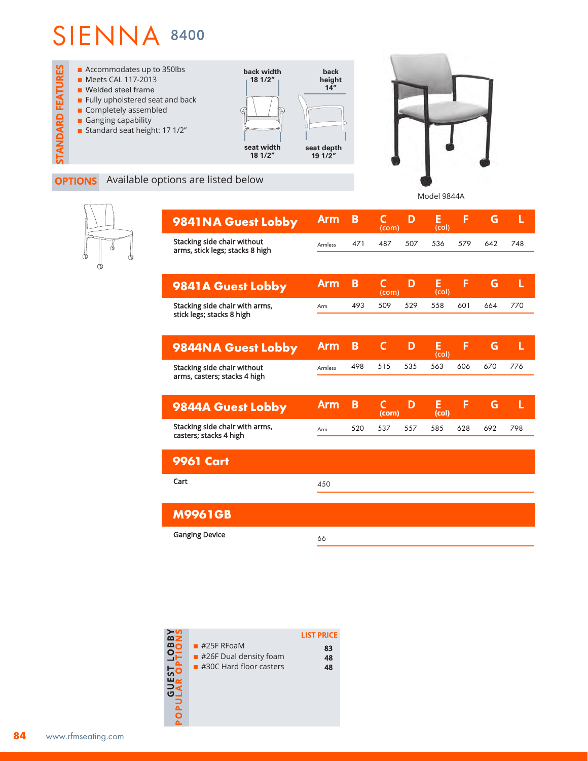# SIENNA 8400

## STANDARD FEATURES

- Accommodates up to 350lbs
- Meets CAL 117-2013
- Welded steel frame
- Fully upholstered seat and back
- Completely assembled
- Ganging capability
- Standard seat height: 17 1/2″

back width 18 1/2″

back height 14″

seat width 18 1/2″

seat depth 19 1/2″

Model 9844A

## OPTIONS

Available options are listed below

| 9841NA Guest Lobby | Arm | B | C (com) | D | E (col) | F | G | L |
|---|---|---|---|---|---|---|---|---|
| Stacking side chair without arms, stick legs; stacks 8 high | Armless | 471 | 487 | 507 | 536 | 579 | 642 | 748 |

| 9841A Guest Lobby | Arm | B | C (com) | D | E (col) | F | G | L |
|---|---|---|---|---|---|---|---|---|
| Stacking side chair with arms, stick legs; stacks 8 high | Arm | 493 | 509 | 529 | 558 | 601 | 664 | 770 |

| 9844NA Guest Lobby | Arm | B | C | D | E (col) | F | G | L |
|---|---|---|---|---|---|---|---|---|
| Stacking side chair without arms, casters; stacks 4 high | Armless | 498 | 515 | 535 | 563 | 606 | 670 | 776 |

| 9844A Guest Lobby | Arm | B | C (com) | D | E (col) | F | G | L |
|---|---|---|---|---|---|---|---|---|
| Stacking side chair with arms, casters; stacks 4 high | Arm | 520 | 537 | 557 | 585 | 628 | 692 | 798 |

| 9961 Cart | |
|---|---|
| Cart | 450 |

| M9961GB | |
|---|---|
| Ganging Device | 66 |

## GUEST LOBBY POPULAR OPTIONS

| | LIST PRICE |
|---|---|
| #25F RFoaM | 83 |
| #26F Dual density foam | 48 |
| #30C Hard floor casters | 48 |

www.rfmseating.com